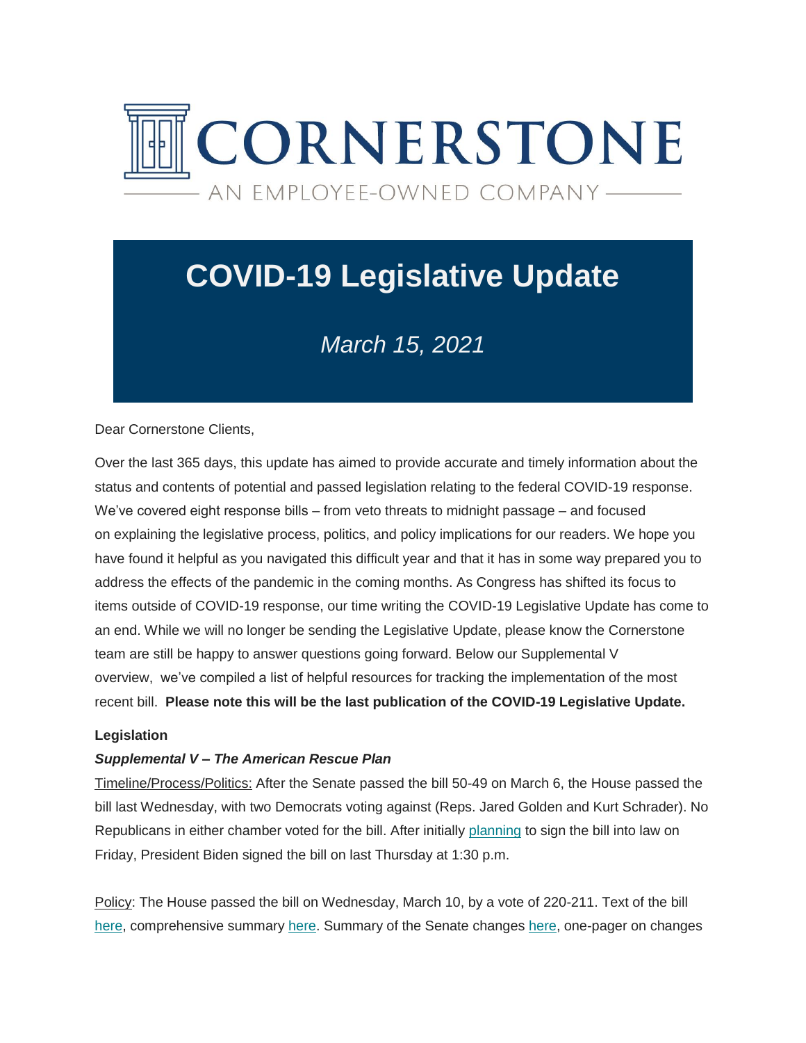# CORNERSTONE

AN EMPLOYEE-OWNED COMPANY

# COVID-19 Legislative Update

*March 15, 2021*

Dear Cornerstone Clients,

Over the last 365 days, this update has aimed to provide accurate and timely information about the status and contents of potential and passed legislation relating to the federal COVID-19 response. We've covered eight response bills – from veto threats to midnight passage – and focused on explaining the legislative process, politics, and policy implications for our readers. We hope you have found it helpful as you navigated this difficult year and that it has in some way prepared you to address the effects of the pandemic in the coming months. As Congress has shifted its focus to items outside of COVID-19 response, our time writing the COVID-19 Legislative Update has come to an end. While we will no longer be sending the Legislative Update, please know the Cornerstone team are still be happy to answer questions going forward. Below our Supplemental V overview, we've compiled a list of helpful resources for tracking the implementation of the most recent bill. **Please note this will be the last publication of the COVID-19 Legislative Update.**

**Legislation**

***Supplemental V – The American Rescue Plan***

Timeline/Process/Politics: After the Senate passed the bill 50-49 on March 6, the House passed the bill last Wednesday, with two Democrats voting against (Reps. Jared Golden and Kurt Schrader). No Republicans in either chamber voted for the bill. After initially planning to sign the bill into law on Friday, President Biden signed the bill on last Thursday at 1:30 p.m.

Policy: The House passed the bill on Wednesday, March 10, by a vote of 220-211. Text of the bill here, comprehensive summary here. Summary of the Senate changes here, one-pager on changes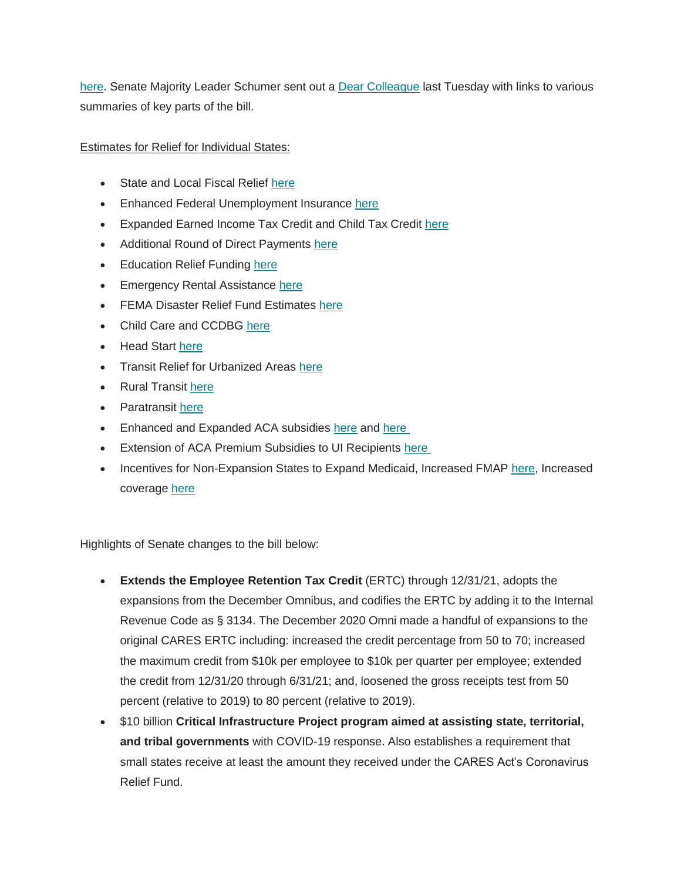here. Senate Majority Leader Schumer sent out a Dear Colleague last Tuesday with links to various summaries of key parts of the bill.

Estimates for Relief for Individual States:

- State and Local Fiscal Relief here
- Enhanced Federal Unemployment Insurance here
- Expanded Earned Income Tax Credit and Child Tax Credit here
- Additional Round of Direct Payments here
- Education Relief Funding here
- Emergency Rental Assistance here
- FEMA Disaster Relief Fund Estimates here
- Child Care and CCDBG here
- Head Start here
- Transit Relief for Urbanized Areas here
- Rural Transit here
- Paratransit here
- Enhanced and Expanded ACA subsidies here and here
- Extension of ACA Premium Subsidies to UI Recipients here
- Incentives for Non-Expansion States to Expand Medicaid, Increased FMAP here, Increased coverage here

Highlights of Senate changes to the bill below:

- **Extends the Employee Retention Tax Credit** (ERTC) through 12/31/21, adopts the expansions from the December Omnibus, and codifies the ERTC by adding it to the Internal Revenue Code as § 3134. The December 2020 Omni made a handful of expansions to the original CARES ERTC including: increased the credit percentage from 50 to 70; increased the maximum credit from $10k per employee to $10k per quarter per employee; extended the credit from 12/31/20 through 6/31/21; and, loosened the gross receipts test from 50 percent (relative to 2019) to 80 percent (relative to 2019).
- $10 billion **Critical Infrastructure Project program aimed at assisting state, territorial, and tribal governments** with COVID-19 response. Also establishes a requirement that small states receive at least the amount they received under the CARES Act's Coronavirus Relief Fund.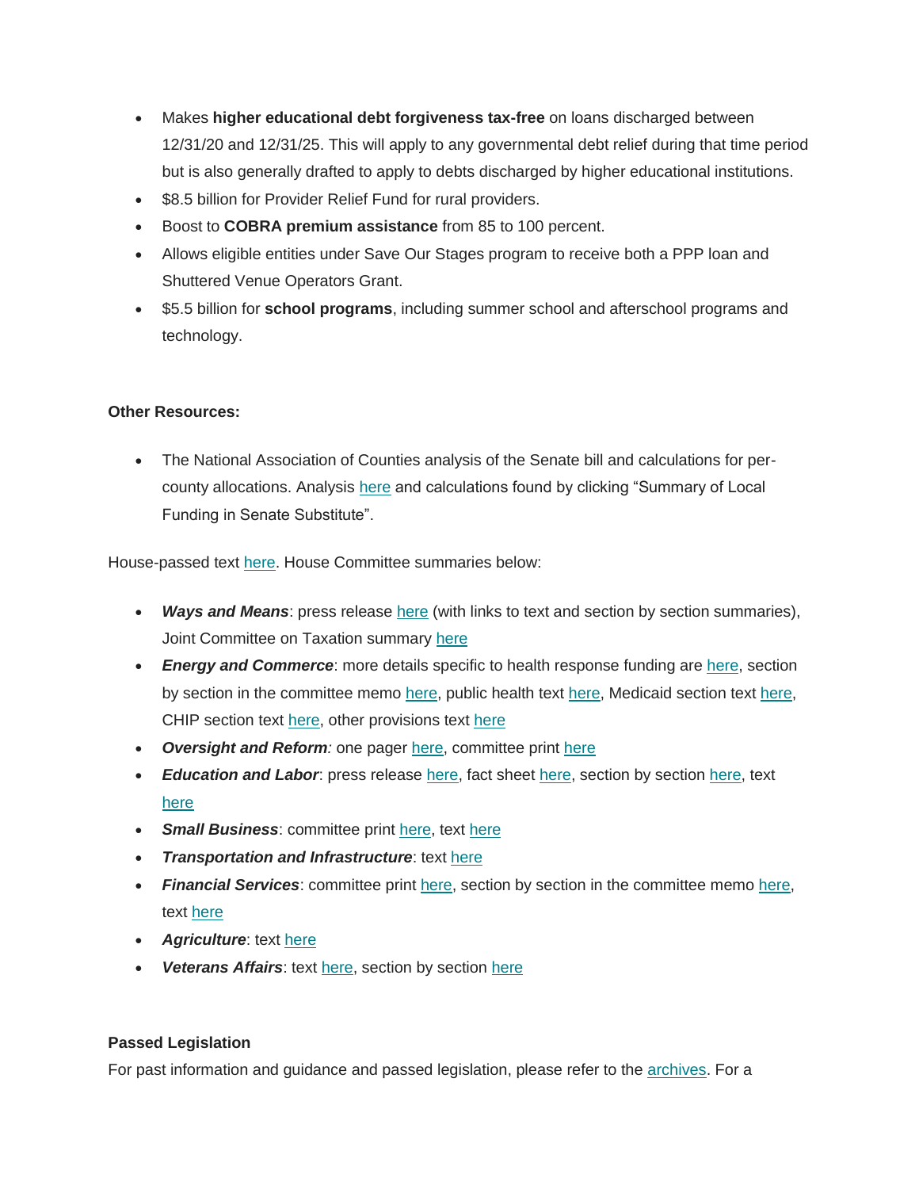- Makes **higher educational debt forgiveness tax-free** on loans discharged between 12/31/20 and 12/31/25. This will apply to any governmental debt relief during that time period but is also generally drafted to apply to debts discharged by higher educational institutions.
- $8.5 billion for Provider Relief Fund for rural providers.
- Boost to **COBRA premium assistance** from 85 to 100 percent.
- Allows eligible entities under Save Our Stages program to receive both a PPP loan and Shuttered Venue Operators Grant.
- $5.5 billion for **school programs**, including summer school and afterschool programs and technology.

**Other Resources:**

- The National Association of Counties analysis of the Senate bill and calculations for per-county allocations. Analysis here and calculations found by clicking "Summary of Local Funding in Senate Substitute".

House-passed text here. House Committee summaries below:

- ***Ways and Means***: press release here (with links to text and section by section summaries), Joint Committee on Taxation summary here
- ***Energy and Commerce***: more details specific to health response funding are here, section by section in the committee memo here, public health text here, Medicaid section text here, CHIP section text here, other provisions text here
- ***Oversight and Reform***: one pager here, committee print here
- ***Education and Labor***: press release here, fact sheet here, section by section here, text here
- ***Small Business***: committee print here, text here
- ***Transportation and Infrastructure***: text here
- ***Financial Services***: committee print here, section by section in the committee memo here, text here
- ***Agriculture***: text here
- ***Veterans Affairs***: text here, section by section here

**Passed Legislation**

For past information and guidance and passed legislation, please refer to the archives. For a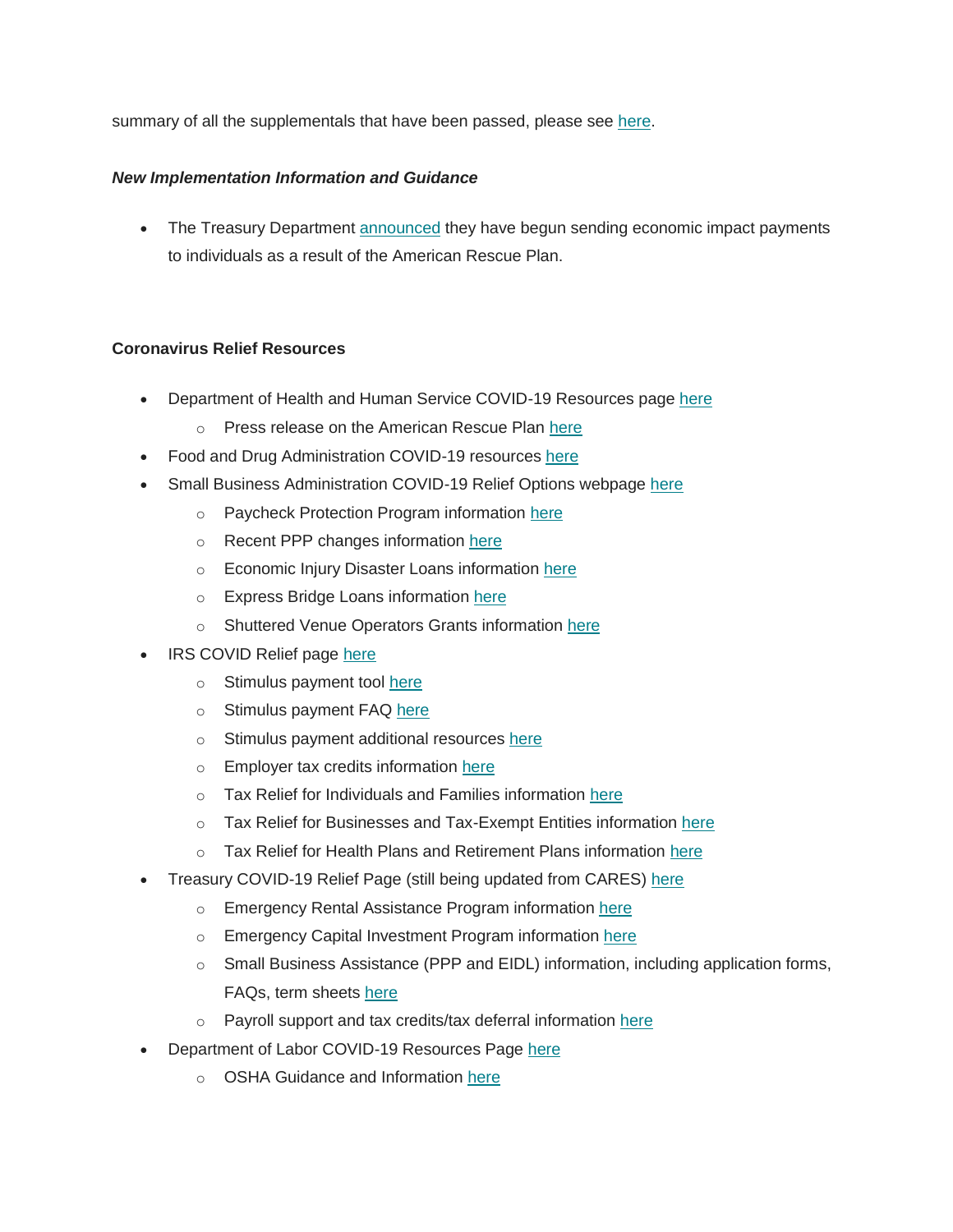summary of all the supplementals that have been passed, please see here.

***New Implementation Information and Guidance***

- The Treasury Department announced they have begun sending economic impact payments to individuals as a result of the American Rescue Plan.

**Coronavirus Relief Resources**

- Department of Health and Human Service COVID-19 Resources page here
  - Press release on the American Rescue Plan here
- Food and Drug Administration COVID-19 resources here
- Small Business Administration COVID-19 Relief Options webpage here
  - Paycheck Protection Program information here
  - Recent PPP changes information here
  - Economic Injury Disaster Loans information here
  - Express Bridge Loans information here
  - Shuttered Venue Operators Grants information here
- IRS COVID Relief page here
  - Stimulus payment tool here
  - Stimulus payment FAQ here
  - Stimulus payment additional resources here
  - Employer tax credits information here
  - Tax Relief for Individuals and Families information here
  - Tax Relief for Businesses and Tax-Exempt Entities information here
  - Tax Relief for Health Plans and Retirement Plans information here
- Treasury COVID-19 Relief Page (still being updated from CARES) here
  - Emergency Rental Assistance Program information here
  - Emergency Capital Investment Program information here
  - Small Business Assistance (PPP and EIDL) information, including application forms, FAQs, term sheets here
  - Payroll support and tax credits/tax deferral information here
- Department of Labor COVID-19 Resources Page here
  - OSHA Guidance and Information here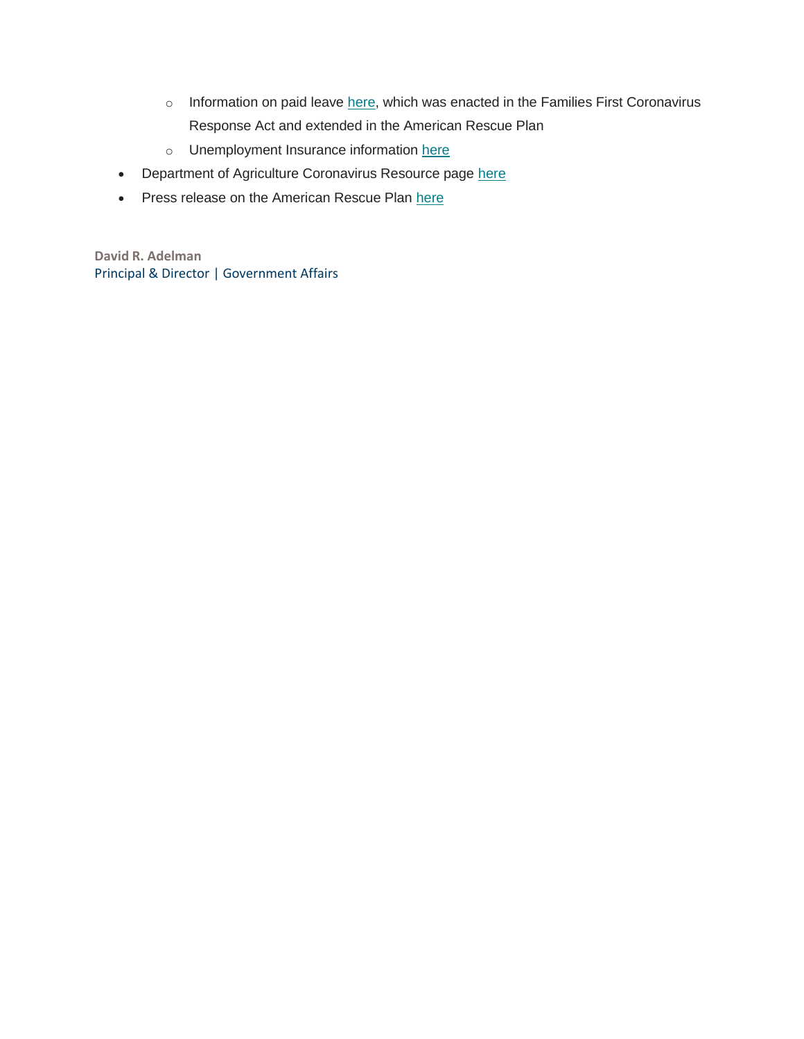- Information on paid leave here, which was enacted in the Families First Coronavirus Response Act and extended in the American Rescue Plan
  - Unemployment Insurance information here
- Department of Agriculture Coronavirus Resource page here
- Press release on the American Rescue Plan here

**David R. Adelman**
Principal & Director | Government Affairs